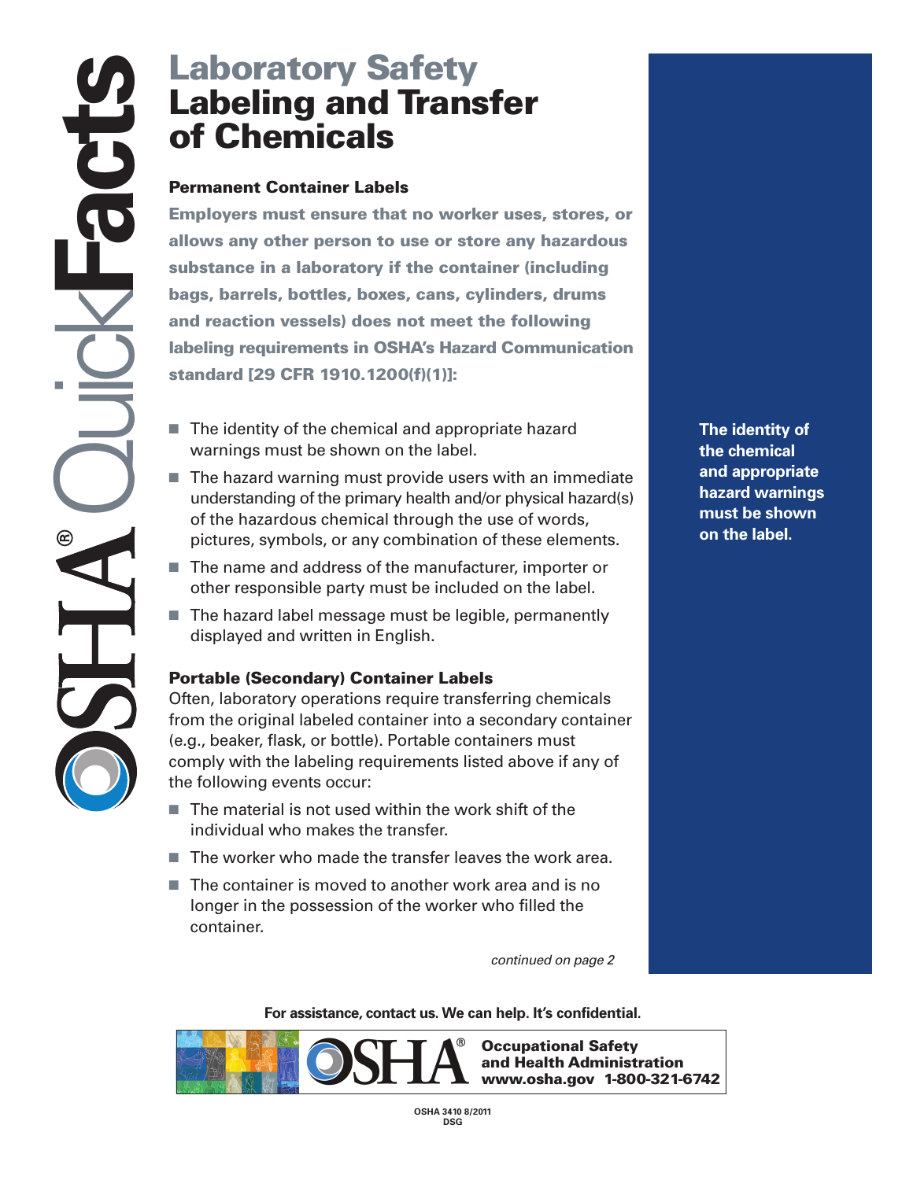# Laboratory Safety
# Labeling and Transfer of Chemicals

### Permanent Container Labels

**Employers must ensure that no worker uses, stores, or allows any other person to use or store any hazardous substance in a laboratory if the container (including bags, barrels, bottles, boxes, cans, cylinders, drums and reaction vessels) does not meet the following labeling requirements in OSHA's Hazard Communication standard [29 CFR 1910.1200(f)(1)]:**

- The identity of the chemical and appropriate hazard warnings must be shown on the label.
- The hazard warning must provide users with an immediate understanding of the primary health and/or physical hazard(s) of the hazardous chemical through the use of words, pictures, symbols, or any combination of these elements.
- The name and address of the manufacturer, importer or other responsible party must be included on the label.
- The hazard label message must be legible, permanently displayed and written in English.

**The identity of the chemical and appropriate hazard warnings must be shown on the label.**

### Portable (Secondary) Container Labels

Often, laboratory operations require transferring chemicals from the original labeled container into a secondary container (e.g., beaker, flask, or bottle). Portable containers must comply with the labeling requirements listed above if any of the following events occur:

- The material is not used within the work shift of the individual who makes the transfer.
- The worker who made the transfer leaves the work area.
- The container is moved to another work area and is no longer in the possession of the worker who filled the container.

*continued on page 2*

**For assistance, contact us. We can help. It's confidential.**

**Occupational Safety and Health Administration**
**www.osha.gov 1-800-321-6742**

OSHA 3410 8/2011
DSG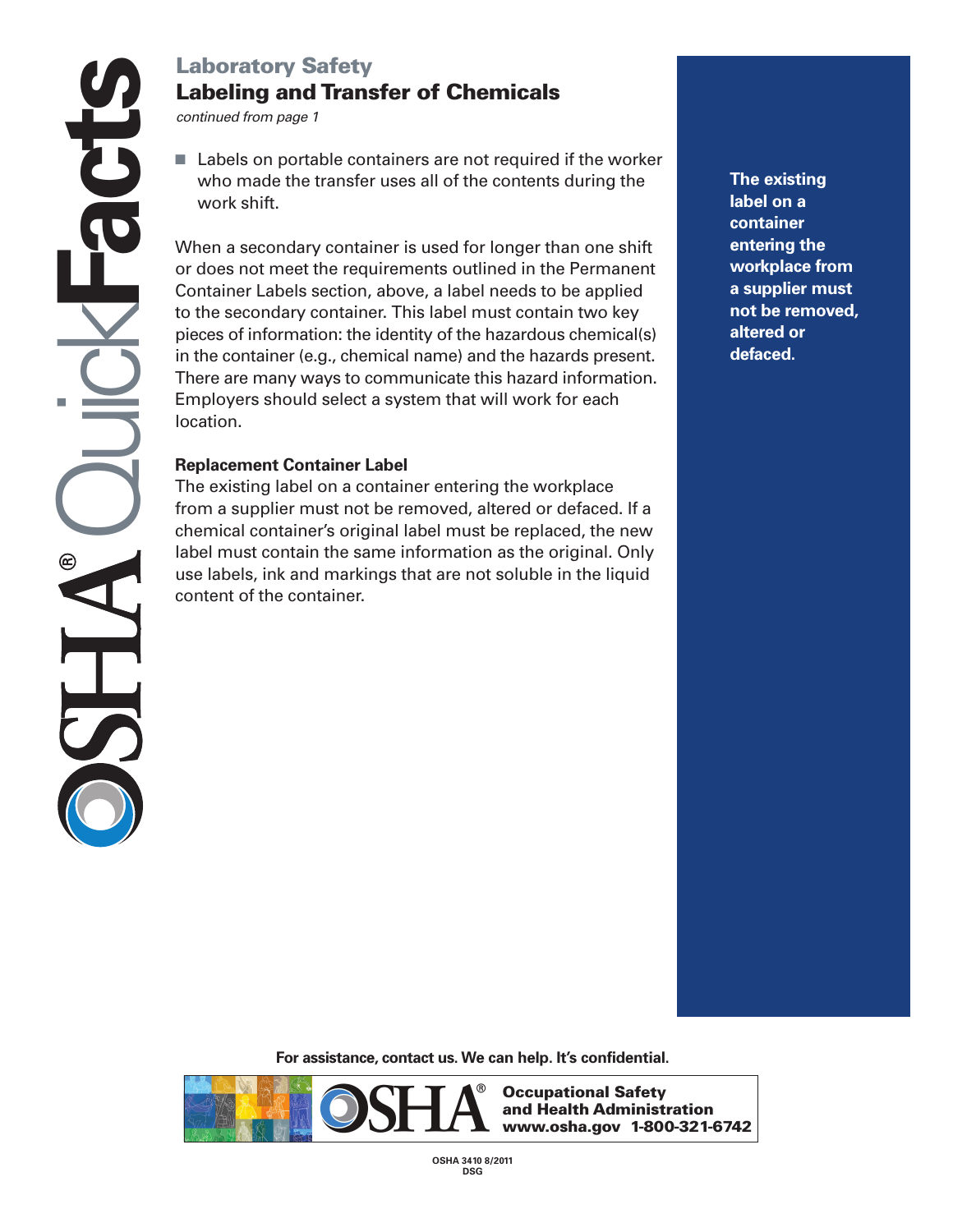## Laboratory Safety

# Labeling and Transfer of Chemicals

*continued from page 1*

- Labels on portable containers are not required if the worker who made the transfer uses all of the contents during the work shift.

When a secondary container is used for longer than one shift or does not meet the requirements outlined in the Permanent Container Labels section, above, a label needs to be applied to the secondary container. This label must contain two key pieces of information: the identity of the hazardous chemical(s) in the container (e.g., chemical name) and the hazards present. There are many ways to communicate this hazard information. Employers should select a system that will work for each location.

### Replacement Container Label

The existing label on a container entering the workplace from a supplier must not be removed, altered or defaced. If a chemical container's original label must be replaced, the new label must contain the same information as the original. Only use labels, ink and markings that are not soluble in the liquid content of the container.

**The existing label on a container entering the workplace from a supplier must not be removed, altered or defaced.**

**For assistance, contact us. We can help. It's confidential.**

**Occupational Safety and Health Administration**
**www.osha.gov 1-800-321-6742**

OSHA 3410 8/2011
DSG